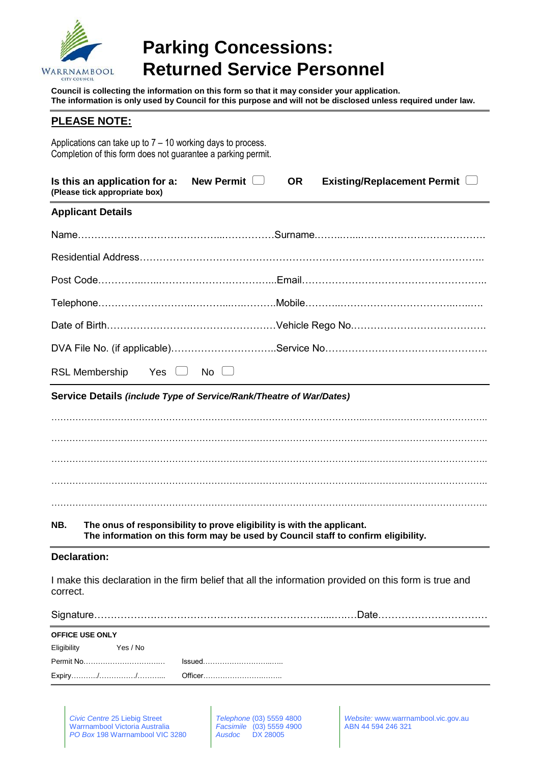WARRNAMBOOL
CITY COUNCIL

# Parking Concessions: Returned Service Personnel

**Council is collecting the information on this form so that it may consider your application.**
**The information is only used by Council for this purpose and will not be disclosed unless required under law.**

## PLEASE NOTE:

Applications can take up to 7 – 10 working days to process.
Completion of this form does not guarantee a parking permit.

**Is this an application for a:** **New Permit** ☐ **OR** **Existing/Replacement Permit** ☐
**(Please tick appropriate box)**

### Applicant Details

Name……………………………………...……………Surname……..…....……………….………………….

Residential Address……………………………………………………………………………………………..

Post Code…………..…...……………………………...Email……………………………………………….

Telephone………………………..………...…..……….Mobile………..…………………………….....…..….

Date of Birth……………………………………………Vehicle Rego No.………………………………….

DVA File No. (if applicable)…………………………..Service No…………………………………………..

RSL Membership Yes ☐ No ☐

### Service Details *(include Type of Service/Rank/Theatre of War/Dates)*

……………………………………………………………………………………………………………………

……………………………………………………………………………………………………………………

……………………………………………………………………………………………………………………

……………………………………………………………………………………………………………………

……………………………………………………………………………………………………………………

**NB. The onus of responsibility to prove eligibility is with the applicant.**
**The information on this form may be used by Council staff to confirm eligibility.**

### Declaration:

I make this declaration in the firm belief that all the information provided on this form is true and correct.

Signature………………………………………………………………...…..Date……………………………

**OFFICE USE ONLY**

Eligibility Yes / No

Permit No……………………………. Issued………………………..….

Expiry………../……………/……….. Officer…………………………..

*Civic Centre* 25 Liebig Street
Warrnambool Victoria Australia
*PO Box* 198 Warrnambool VIC 3280

*Telephone* (03) 5559 4800
*Facsimile* (03) 5559 4900
*Ausdoc* DX 28005

*Website:* www.warrnambool.vic.gov.au
ABN 44 594 246 321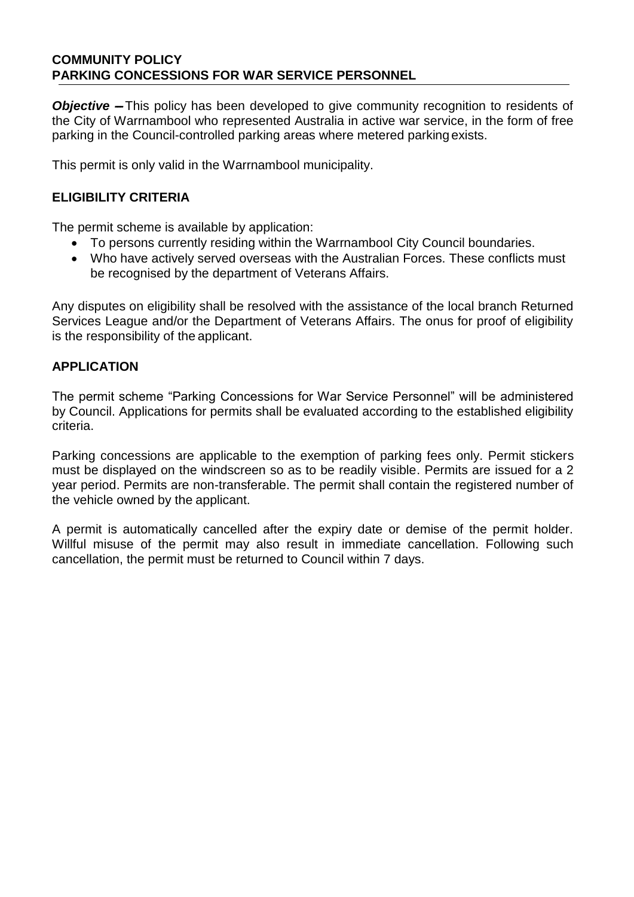**COMMUNITY POLICY**
**PARKING CONCESSIONS FOR WAR SERVICE PERSONNEL**

***Objective –*** This policy has been developed to give community recognition to residents of the City of Warrnambool who represented Australia in active war service, in the form of free parking in the Council-controlled parking areas where metered parking exists.

This permit is only valid in the Warrnambool municipality.

## ELIGIBILITY CRITERIA

The permit scheme is available by application:

- To persons currently residing within the Warrnambool City Council boundaries.
- Who have actively served overseas with the Australian Forces. These conflicts must be recognised by the department of Veterans Affairs.

Any disputes on eligibility shall be resolved with the assistance of the local branch Returned Services League and/or the Department of Veterans Affairs. The onus for proof of eligibility is the responsibility of the applicant.

## APPLICATION

The permit scheme "Parking Concessions for War Service Personnel" will be administered by Council. Applications for permits shall be evaluated according to the established eligibility criteria.

Parking concessions are applicable to the exemption of parking fees only. Permit stickers must be displayed on the windscreen so as to be readily visible. Permits are issued for a 2 year period. Permits are non-transferable. The permit shall contain the registered number of the vehicle owned by the applicant.

A permit is automatically cancelled after the expiry date or demise of the permit holder. Willful misuse of the permit may also result in immediate cancellation. Following such cancellation, the permit must be returned to Council within 7 days.